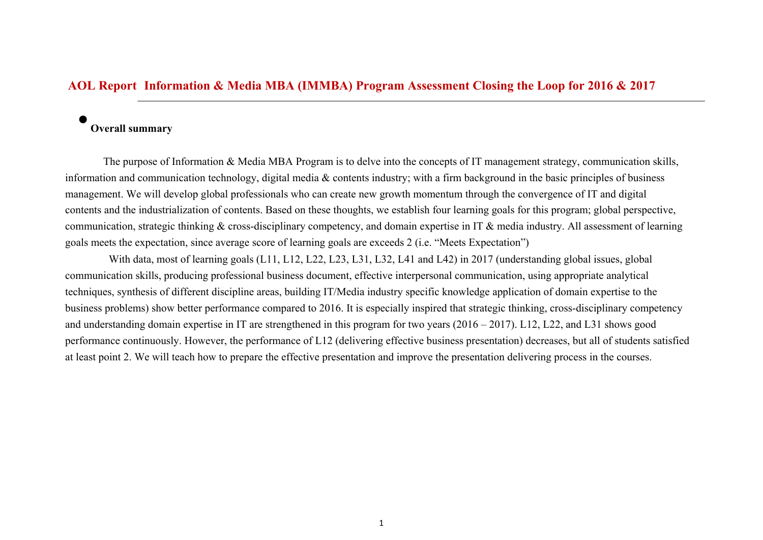# AOL Report  Information & Media MBA (IMMBA) Program Assessment Closing the Loop for 2016 & 2017

- **Overall summary**

The purpose of Information & Media MBA Program is to delve into the concepts of IT management strategy, communication skills, information and communication technology, digital media & contents industry; with a firm background in the basic principles of business management. We will develop global professionals who can create new growth momentum through the convergence of IT and digital contents and the industrialization of contents. Based on these thoughts, we establish four learning goals for this program; global perspective, communication, strategic thinking & cross-disciplinary competency, and domain expertise in IT & media industry. All assessment of learning goals meets the expectation, since average score of learning goals are exceeds 2 (i.e. "Meets Expectation")

With data, most of learning goals (L11, L12, L22, L23, L31, L32, L41 and L42) in 2017 (understanding global issues, global communication skills, producing professional business document, effective interpersonal communication, using appropriate analytical techniques, synthesis of different discipline areas, building IT/Media industry specific knowledge application of domain expertise to the business problems) show better performance compared to 2016. It is especially inspired that strategic thinking, cross-disciplinary competency and understanding domain expertise in IT are strengthened in this program for two years (2016 – 2017). L12, L22, and L31 shows good performance continuously. However, the performance of L12 (delivering effective business presentation) decreases, but all of students satisfied at least point 2. We will teach how to prepare the effective presentation and improve the presentation delivering process in the courses.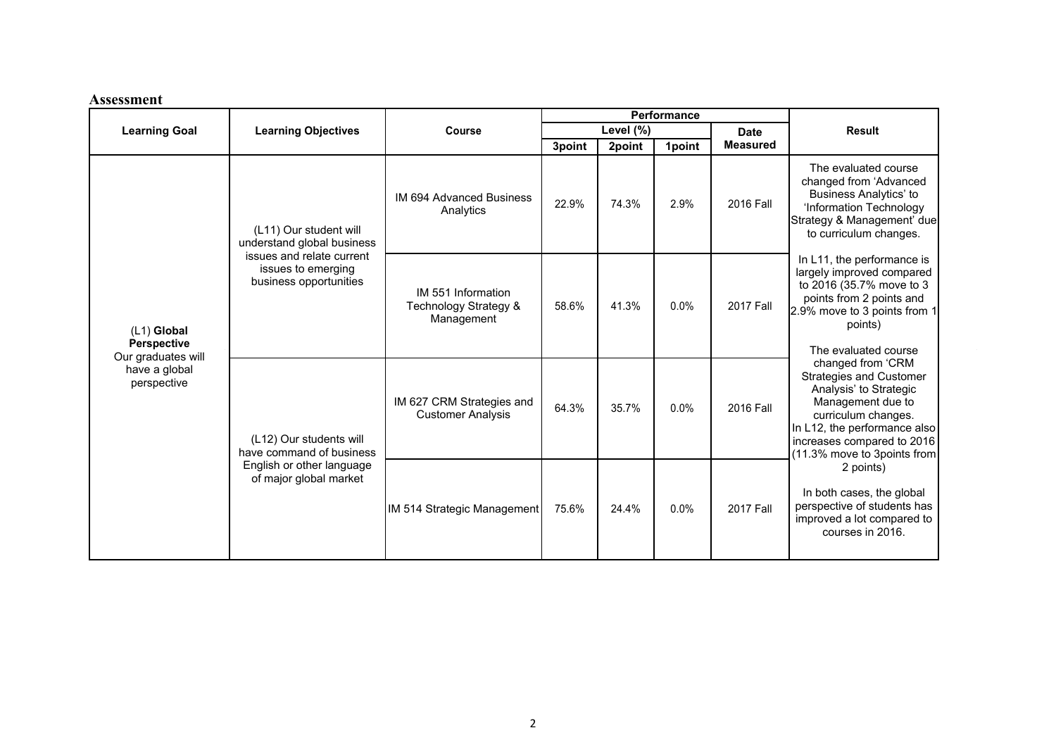**Assessment**

| Learning Goal | Learning Objectives | Course | Performance | | | | Result |
|---|---|---|---|---|---|---|---|
| | | | Level (%) | | | Date Measured | |
| | | | 3point | 2point | 1point | | |
| (L1) **Global Perspective** Our graduates will have a global perspective | (L11) Our student will understand global business issues and relate current issues to emerging business opportunities | IM 694 Advanced Business Analytics | 22.9% | 74.3% | 2.9% | 2016 Fall | The evaluated course changed from 'Advanced Business Analytics' to 'Information Technology Strategy & Management' due to curriculum changes. In L11, the performance is largely improved compared to 2016 (35.7% move to 3 points from 2 points and 2.9% move to 3 points from 1 points) |
| | | IM 551 Information Technology Strategy & Management | 58.6% | 41.3% | 0.0% | 2017 Fall | |
| | (L12) Our students will have command of business English or other language of major global market | IM 627 CRM Strategies and Customer Analysis | 64.3% | 35.7% | 0.0% | 2016 Fall | The evaluated course changed from 'CRM Strategies and Customer Analysis' to Strategic Management due to curriculum changes. In L12, the performance also increases compared to 2016 (11.3% move to 3points from 2 points) In both cases, the global perspective of students has improved a lot compared to courses in 2016. |
| | | IM 514 Strategic Management | 75.6% | 24.4% | 0.0% | 2017 Fall | |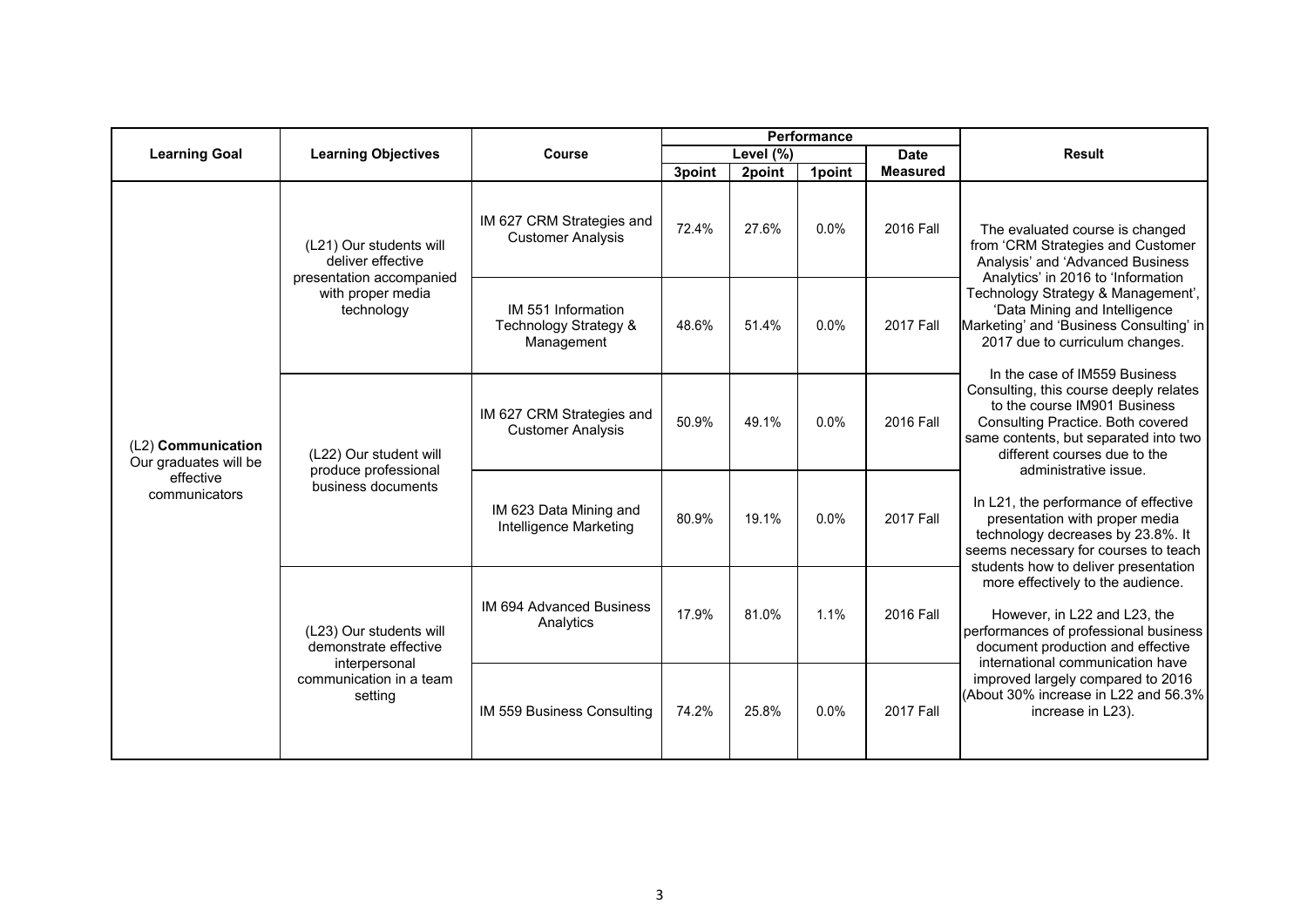| Learning Goal | Learning Objectives | Course | Performance | | | | Result |
|---|---|---|---|---|---|---|---|
| | | | Level (%) | | | Date Measured | |
| | | | 3point | 2point | 1point | | |
| (L2) **Communication** Our graduates will be effective communicators | (L21) Our students will deliver effective presentation accompanied with proper media technology | IM 627 CRM Strategies and Customer Analysis | 72.4% | 27.6% | 0.0% | 2016 Fall | The evaluated course is changed from 'CRM Strategies and Customer Analysis' and 'Advanced Business Analytics' in 2016 to 'Information Technology Strategy & Management', 'Data Mining and Intelligence Marketing' and 'Business Consulting' in 2017 due to curriculum changes.<br><br>In the case of IM559 Business Consulting, this course deeply relates to the course IM901 Business Consulting Practice. Both covered same contents, but separated into two different courses due to the administrative issue.<br><br>In L21, the performance of effective presentation with proper media technology decreases by 23.8%. It seems necessary for courses to teach students how to deliver presentation more effectively to the audience.<br><br>However, in L22 and L23, the performances of professional business document production and effective international communication have improved largely compared to 2016 (About 30% increase in L22 and 56.3% increase in L23). |
| | | IM 551 Information Technology Strategy & Management | 48.6% | 51.4% | 0.0% | 2017 Fall | |
| | (L22) Our student will produce professional business documents | IM 627 CRM Strategies and Customer Analysis | 50.9% | 49.1% | 0.0% | 2016 Fall | |
| | | IM 623 Data Mining and Intelligence Marketing | 80.9% | 19.1% | 0.0% | 2017 Fall | |
| | (L23) Our students will demonstrate effective interpersonal communication in a team setting | IM 694 Advanced Business Analytics | 17.9% | 81.0% | 1.1% | 2016 Fall | |
| | | IM 559 Business Consulting | 74.2% | 25.8% | 0.0% | 2017 Fall | |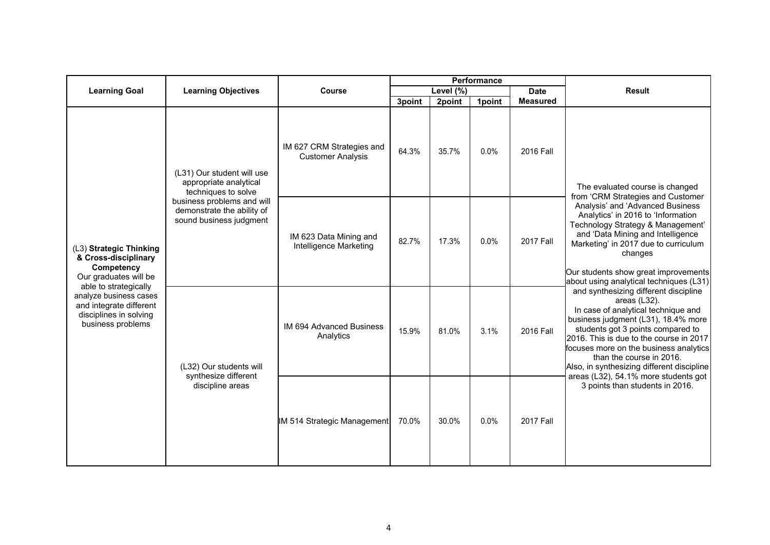| Learning Goal | Learning Objectives | Course | Performance | | | | Result |
|---|---|---|---|---|---|---|---|
| | | | Level (%) | | | Date Measured | |
| | | | 3point | 2point | 1point | | |
| (L3) **Strategic Thinking & Cross-disciplinary Competency** Our graduates will be able to strategically analyze business cases and integrate different disciplines in solving business problems | (L31) Our student will use appropriate analytical techniques to solve business problems and will demonstrate the ability of sound business judgment | IM 627 CRM Strategies and Customer Analysis | 64.3% | 35.7% | 0.0% | 2016 Fall | The evaluated course is changed from 'CRM Strategies and Customer Analysis' and 'Advanced Business Analytics' in 2016 to 'Information Technology Strategy & Management' and 'Data Mining and Intelligence Marketing' in 2017 due to curriculum changes<br><br>Our students show great improvements about using analytical techniques (L31) and synthesizing different discipline areas (L32).<br>In case of analytical technique and business judgment (L31), 18.4% more students got 3 points compared to 2016. This is due to the course in 2017 focuses more on the business analytics than the course in 2016.<br>Also, in synthesizing different discipline areas (L32), 54.1% more students got 3 points than students in 2016. |
| | | IM 623 Data Mining and Intelligence Marketing | 82.7% | 17.3% | 0.0% | 2017 Fall | |
| | (L32) Our students will synthesize different discipline areas | IM 694 Advanced Business Analytics | 15.9% | 81.0% | 3.1% | 2016 Fall | |
| | | IM 514 Strategic Management | 70.0% | 30.0% | 0.0% | 2017 Fall | |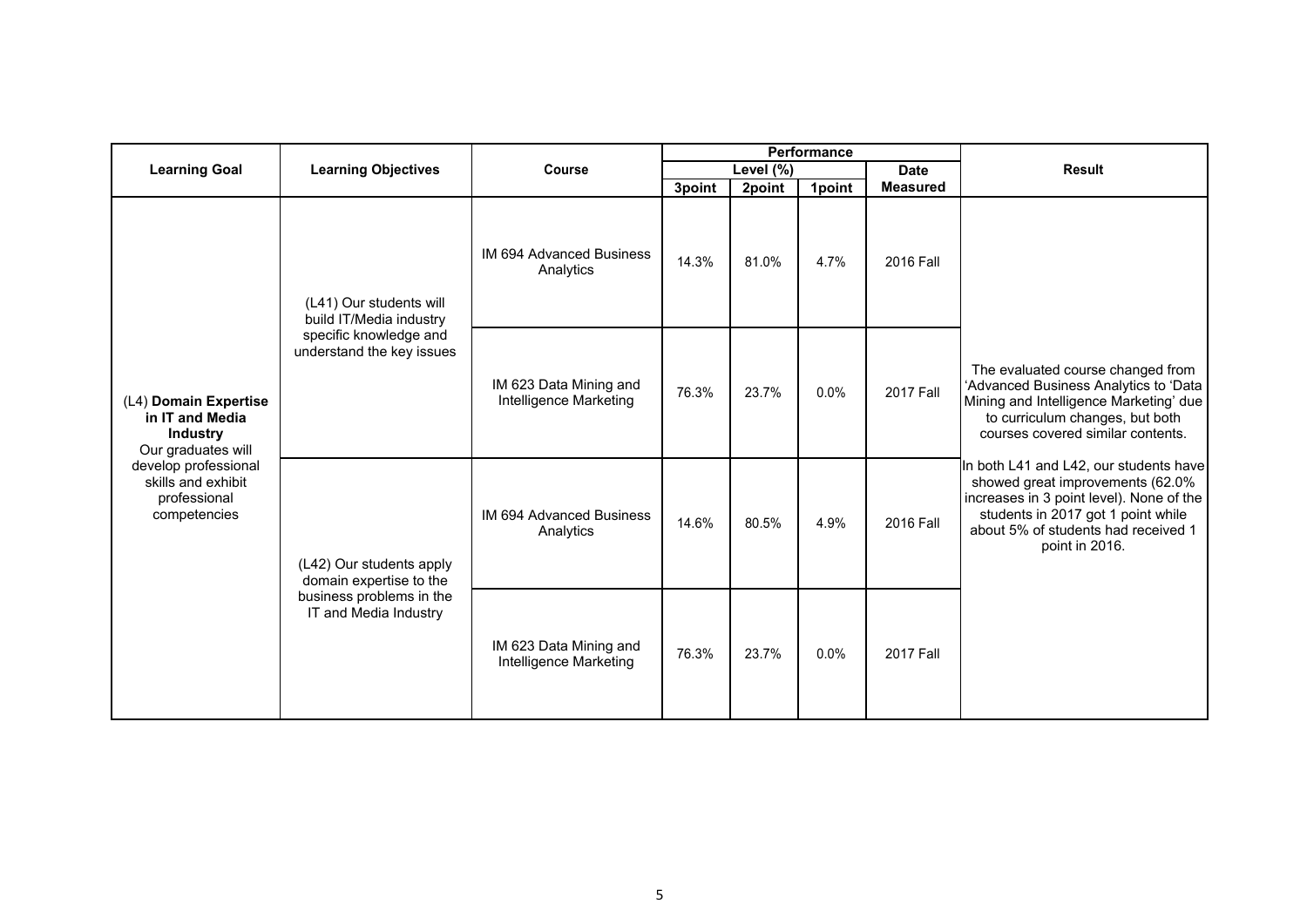| Learning Goal | Learning Objectives | Course | Performance | | | | Result |
|---|---|---|---|---|---|---|---|
| | | | Level (%) | | | Date Measured | |
| | | | 3point | 2point | 1point | | |
| (L4) **Domain Expertise in IT and Media Industry** Our graduates will develop professional skills and exhibit professional competencies | (L41) Our students will build IT/Media industry specific knowledge and understand the key issues | IM 694 Advanced Business Analytics | 14.3% | 81.0% | 4.7% | 2016 Fall | The evaluated course changed from 'Advanced Business Analytics to 'Data Mining and Intelligence Marketing' due to curriculum changes, but both courses covered similar contents. In both L41 and L42, our students have showed great improvements (62.0% increases in 3 point level). None of the students in 2017 got 1 point while about 5% of students had received 1 point in 2016. |
| | | IM 623 Data Mining and Intelligence Marketing | 76.3% | 23.7% | 0.0% | 2017 Fall | |
| | (L42) Our students apply domain expertise to the business problems in the IT and Media Industry | IM 694 Advanced Business Analytics | 14.6% | 80.5% | 4.9% | 2016 Fall | |
| | | IM 623 Data Mining and Intelligence Marketing | 76.3% | 23.7% | 0.0% | 2017 Fall | |